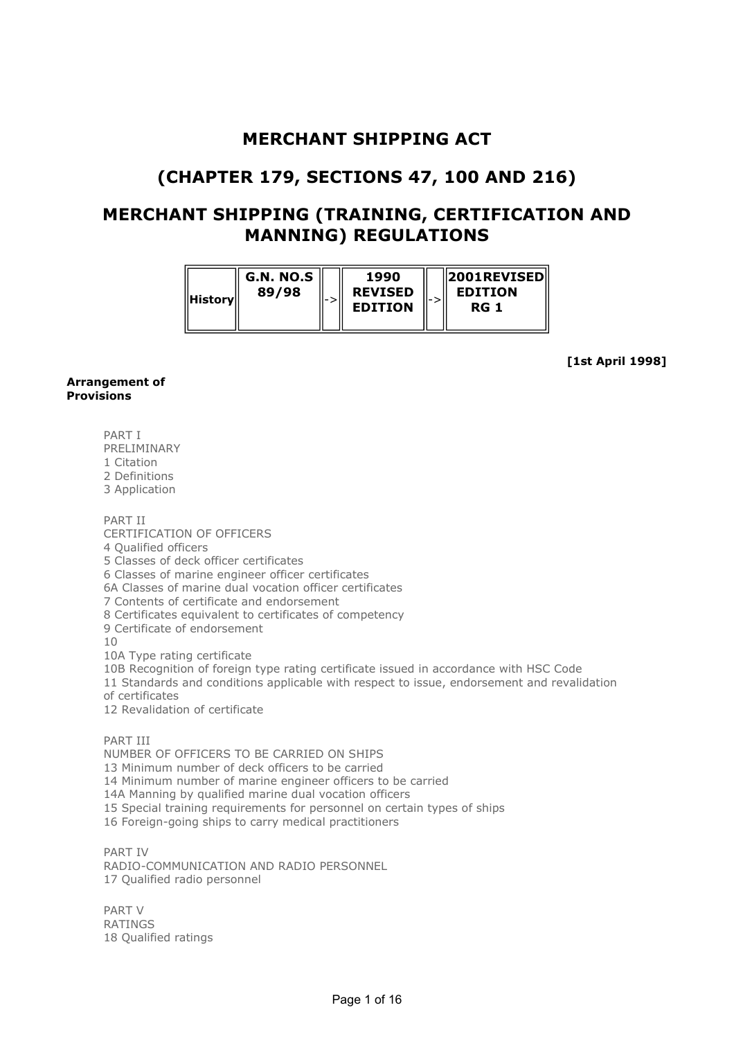# MERCHANT SHIPPING ACT

## (CHAPTER 179, SECTIONS 47, 100 AND 216)

## MERCHANT SHIPPING (TRAINING, CERTIFICATION AND MANNING) REGULATIONS

| History | G.N. NO.S 89/98 | -> | 1990 REVISED EDITION | -> | 2001REVISED EDITION RG 1 |
|---|---|---|---|---|---|

**[1st April 1998]**

**Arrangement of Provisions**

PART I
PRELIMINARY
1 Citation
2 Definitions
3 Application

PART II
CERTIFICATION OF OFFICERS
4 Qualified officers
5 Classes of deck officer certificates
6 Classes of marine engineer officer certificates
6A Classes of marine dual vocation officer certificates
7 Contents of certificate and endorsement
8 Certificates equivalent to certificates of competency
9 Certificate of endorsement
10
10A Type rating certificate
10B Recognition of foreign type rating certificate issued in accordance with HSC Code
11 Standards and conditions applicable with respect to issue, endorsement and revalidation of certificates
12 Revalidation of certificate

PART III
NUMBER OF OFFICERS TO BE CARRIED ON SHIPS
13 Minimum number of deck officers to be carried
14 Minimum number of marine engineer officers to be carried
14A Manning by qualified marine dual vocation officers
15 Special training requirements for personnel on certain types of ships
16 Foreign-going ships to carry medical practitioners

PART IV
RADIO-COMMUNICATION AND RADIO PERSONNEL
17 Qualified radio personnel

PART V
RATINGS
18 Qualified ratings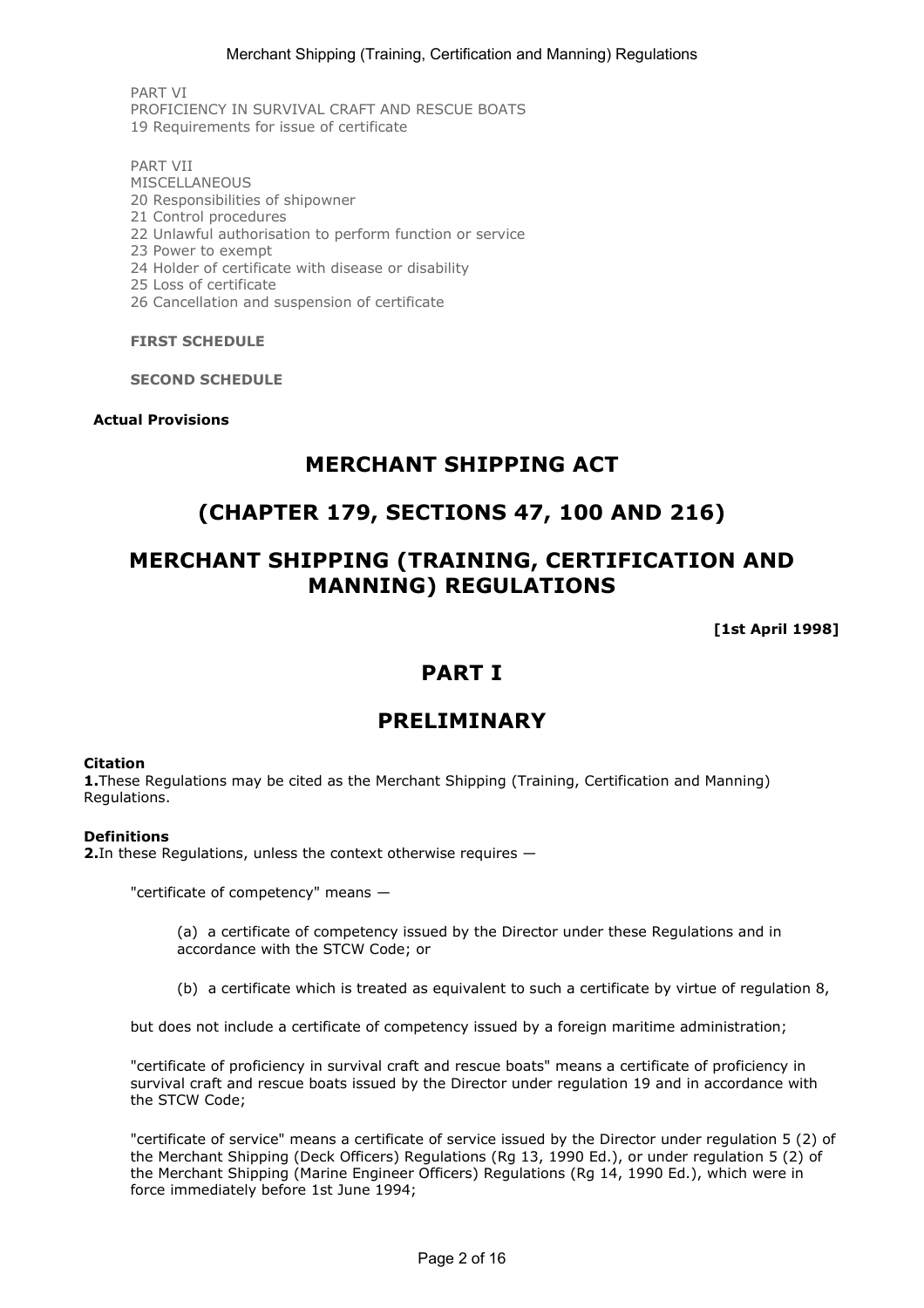PART VI
PROFICIENCY IN SURVIVAL CRAFT AND RESCUE BOATS
19 Requirements for issue of certificate

PART VII
MISCELLANEOUS
20 Responsibilities of shipowner
21 Control procedures
22 Unlawful authorisation to perform function or service
23 Power to exempt
24 Holder of certificate with disease or disability
25 Loss of certificate
26 Cancellation and suspension of certificate

**FIRST SCHEDULE**

**SECOND SCHEDULE**

**Actual Provisions**

# MERCHANT SHIPPING ACT

# (CHAPTER 179, SECTIONS 47, 100 AND 216)

# MERCHANT SHIPPING (TRAINING, CERTIFICATION AND MANNING) REGULATIONS

**[1st April 1998]**

## PART I

## PRELIMINARY

**Citation**
**1.** These Regulations may be cited as the Merchant Shipping (Training, Certification and Manning) Regulations.

**Definitions**
**2.** In these Regulations, unless the context otherwise requires —

"certificate of competency" means —

(a) a certificate of competency issued by the Director under these Regulations and in accordance with the STCW Code; or

(b) a certificate which is treated as equivalent to such a certificate by virtue of regulation 8,

but does not include a certificate of competency issued by a foreign maritime administration;

"certificate of proficiency in survival craft and rescue boats" means a certificate of proficiency in survival craft and rescue boats issued by the Director under regulation 19 and in accordance with the STCW Code;

"certificate of service" means a certificate of service issued by the Director under regulation 5 (2) of the Merchant Shipping (Deck Officers) Regulations (Rg 13, 1990 Ed.), or under regulation 5 (2) of the Merchant Shipping (Marine Engineer Officers) Regulations (Rg 14, 1990 Ed.), which were in force immediately before 1st June 1994;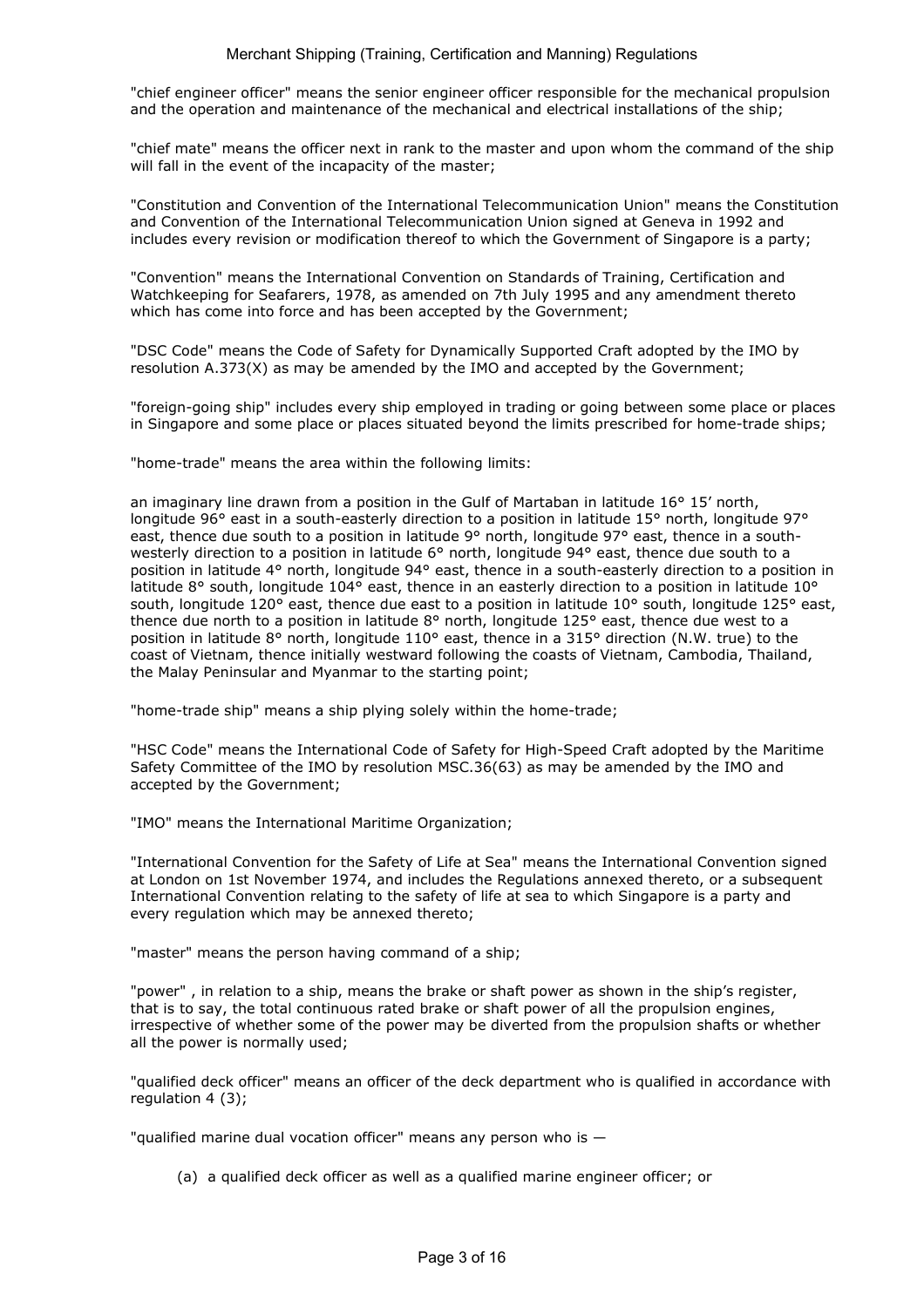"chief engineer officer" means the senior engineer officer responsible for the mechanical propulsion and the operation and maintenance of the mechanical and electrical installations of the ship;

"chief mate" means the officer next in rank to the master and upon whom the command of the ship will fall in the event of the incapacity of the master;

"Constitution and Convention of the International Telecommunication Union" means the Constitution and Convention of the International Telecommunication Union signed at Geneva in 1992 and includes every revision or modification thereof to which the Government of Singapore is a party;

"Convention" means the International Convention on Standards of Training, Certification and Watchkeeping for Seafarers, 1978, as amended on 7th July 1995 and any amendment thereto which has come into force and has been accepted by the Government;

"DSC Code" means the Code of Safety for Dynamically Supported Craft adopted by the IMO by resolution A.373(X) as may be amended by the IMO and accepted by the Government;

"foreign-going ship" includes every ship employed in trading or going between some place or places in Singapore and some place or places situated beyond the limits prescribed for home-trade ships;

"home-trade" means the area within the following limits:

an imaginary line drawn from a position in the Gulf of Martaban in latitude 16° 15′ north, longitude 96° east in a south-easterly direction to a position in latitude 15° north, longitude 97° east, thence due south to a position in latitude 9° north, longitude 97° east, thence in a south-westerly direction to a position in latitude 6° north, longitude 94° east, thence due south to a position in latitude 4° north, longitude 94° east, thence in a south-easterly direction to a position in latitude 8° south, longitude 104° east, thence in an easterly direction to a position in latitude 10° south, longitude 120° east, thence due east to a position in latitude 10° south, longitude 125° east, thence due north to a position in latitude 8° north, longitude 125° east, thence due west to a position in latitude 8° north, longitude 110° east, thence in a 315° direction (N.W. true) to the coast of Vietnam, thence initially westward following the coasts of Vietnam, Cambodia, Thailand, the Malay Peninsular and Myanmar to the starting point;

"home-trade ship" means a ship plying solely within the home-trade;

"HSC Code" means the International Code of Safety for High-Speed Craft adopted by the Maritime Safety Committee of the IMO by resolution MSC.36(63) as may be amended by the IMO and accepted by the Government;

"IMO" means the International Maritime Organization;

"International Convention for the Safety of Life at Sea" means the International Convention signed at London on 1st November 1974, and includes the Regulations annexed thereto, or a subsequent International Convention relating to the safety of life at sea to which Singapore is a party and every regulation which may be annexed thereto;

"master" means the person having command of a ship;

"power" , in relation to a ship, means the brake or shaft power as shown in the ship's register, that is to say, the total continuous rated brake or shaft power of all the propulsion engines, irrespective of whether some of the power may be diverted from the propulsion shafts or whether all the power is normally used;

"qualified deck officer" means an officer of the deck department who is qualified in accordance with regulation 4 (3);

"qualified marine dual vocation officer" means any person who is —

(a) a qualified deck officer as well as a qualified marine engineer officer; or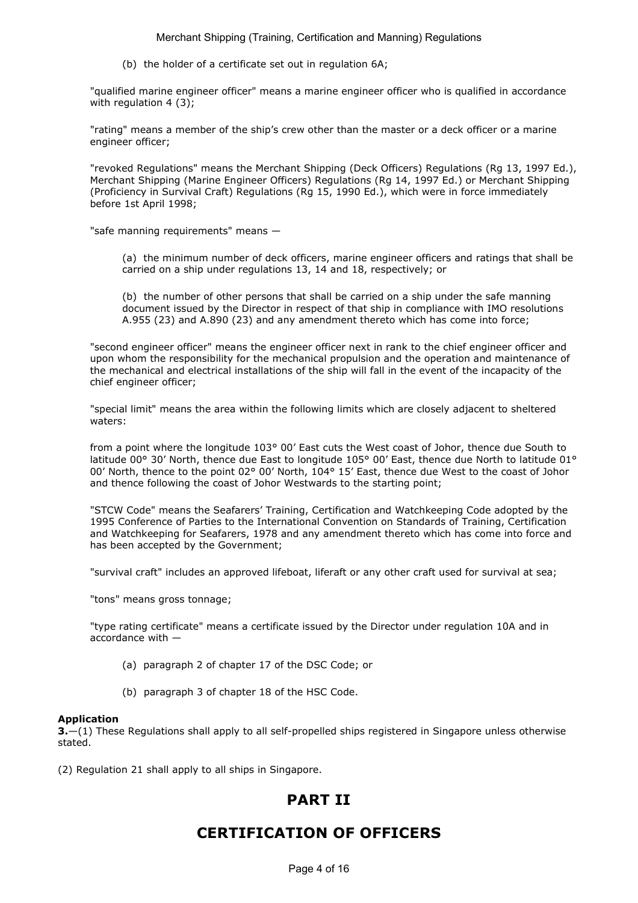(b) the holder of a certificate set out in regulation 6A;

"qualified marine engineer officer" means a marine engineer officer who is qualified in accordance with regulation 4 (3);

"rating" means a member of the ship's crew other than the master or a deck officer or a marine engineer officer;

"revoked Regulations" means the Merchant Shipping (Deck Officers) Regulations (Rg 13, 1997 Ed.), Merchant Shipping (Marine Engineer Officers) Regulations (Rg 14, 1997 Ed.) or Merchant Shipping (Proficiency in Survival Craft) Regulations (Rg 15, 1990 Ed.), which were in force immediately before 1st April 1998;

"safe manning requirements" means —

(a) the minimum number of deck officers, marine engineer officers and ratings that shall be carried on a ship under regulations 13, 14 and 18, respectively; or

(b) the number of other persons that shall be carried on a ship under the safe manning document issued by the Director in respect of that ship in compliance with IMO resolutions A.955 (23) and A.890 (23) and any amendment thereto which has come into force;

"second engineer officer" means the engineer officer next in rank to the chief engineer officer and upon whom the responsibility for the mechanical propulsion and the operation and maintenance of the mechanical and electrical installations of the ship will fall in the event of the incapacity of the chief engineer officer;

"special limit" means the area within the following limits which are closely adjacent to sheltered waters:

from a point where the longitude 103° 00' East cuts the West coast of Johor, thence due South to latitude 00° 30' North, thence due East to longitude 105° 00' East, thence due North to latitude 01° 00' North, thence to the point 02° 00' North, 104° 15' East, thence due West to the coast of Johor and thence following the coast of Johor Westwards to the starting point;

"STCW Code" means the Seafarers' Training, Certification and Watchkeeping Code adopted by the 1995 Conference of Parties to the International Convention on Standards of Training, Certification and Watchkeeping for Seafarers, 1978 and any amendment thereto which has come into force and has been accepted by the Government;

"survival craft" includes an approved lifeboat, liferaft or any other craft used for survival at sea;

"tons" means gross tonnage;

"type rating certificate" means a certificate issued by the Director under regulation 10A and in accordance with —

(a) paragraph 2 of chapter 17 of the DSC Code; or

(b) paragraph 3 of chapter 18 of the HSC Code.

**Application**

**3.**—(1) These Regulations shall apply to all self-propelled ships registered in Singapore unless otherwise stated.

(2) Regulation 21 shall apply to all ships in Singapore.

# PART II

# CERTIFICATION OF OFFICERS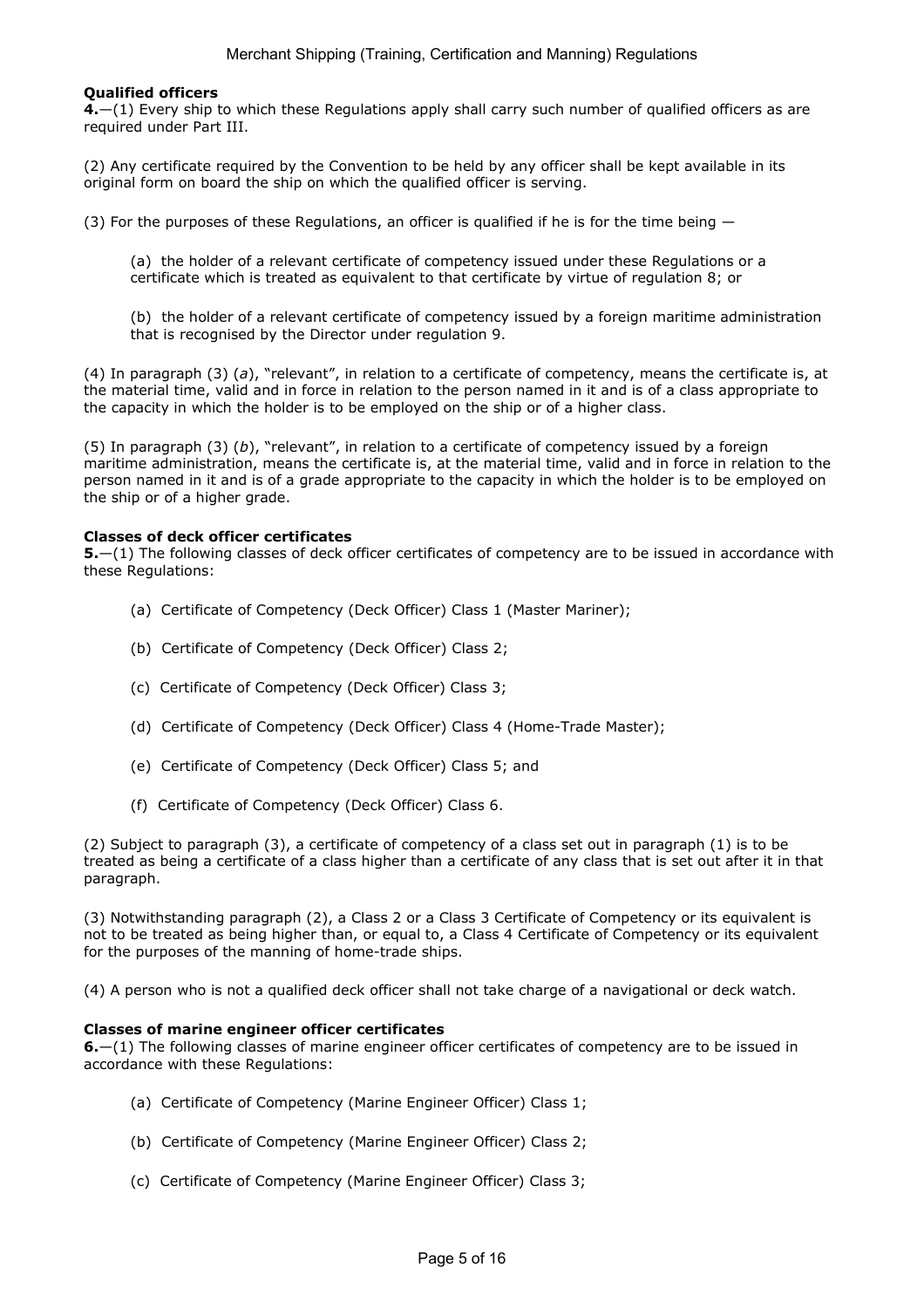**Qualified officers**

**4.**—(1) Every ship to which these Regulations apply shall carry such number of qualified officers as are required under Part III.

(2) Any certificate required by the Convention to be held by any officer shall be kept available in its original form on board the ship on which the qualified officer is serving.

(3) For the purposes of these Regulations, an officer is qualified if he is for the time being —

(a) the holder of a relevant certificate of competency issued under these Regulations or a certificate which is treated as equivalent to that certificate by virtue of regulation 8; or

(b) the holder of a relevant certificate of competency issued by a foreign maritime administration that is recognised by the Director under regulation 9.

(4) In paragraph (3) (*a*), "relevant", in relation to a certificate of competency, means the certificate is, at the material time, valid and in force in relation to the person named in it and is of a class appropriate to the capacity in which the holder is to be employed on the ship or of a higher class.

(5) In paragraph (3) (*b*), "relevant", in relation to a certificate of competency issued by a foreign maritime administration, means the certificate is, at the material time, valid and in force in relation to the person named in it and is of a grade appropriate to the capacity in which the holder is to be employed on the ship or of a higher grade.

**Classes of deck officer certificates**

**5.**—(1) The following classes of deck officer certificates of competency are to be issued in accordance with these Regulations:

(a) Certificate of Competency (Deck Officer) Class 1 (Master Mariner);

(b) Certificate of Competency (Deck Officer) Class 2;

(c) Certificate of Competency (Deck Officer) Class 3;

(d) Certificate of Competency (Deck Officer) Class 4 (Home-Trade Master);

(e) Certificate of Competency (Deck Officer) Class 5; and

(f) Certificate of Competency (Deck Officer) Class 6.

(2) Subject to paragraph (3), a certificate of competency of a class set out in paragraph (1) is to be treated as being a certificate of a class higher than a certificate of any class that is set out after it in that paragraph.

(3) Notwithstanding paragraph (2), a Class 2 or a Class 3 Certificate of Competency or its equivalent is not to be treated as being higher than, or equal to, a Class 4 Certificate of Competency or its equivalent for the purposes of the manning of home-trade ships.

(4) A person who is not a qualified deck officer shall not take charge of a navigational or deck watch.

**Classes of marine engineer officer certificates**

**6.**—(1) The following classes of marine engineer officer certificates of competency are to be issued in accordance with these Regulations:

(a) Certificate of Competency (Marine Engineer Officer) Class 1;

(b) Certificate of Competency (Marine Engineer Officer) Class 2;

(c) Certificate of Competency (Marine Engineer Officer) Class 3;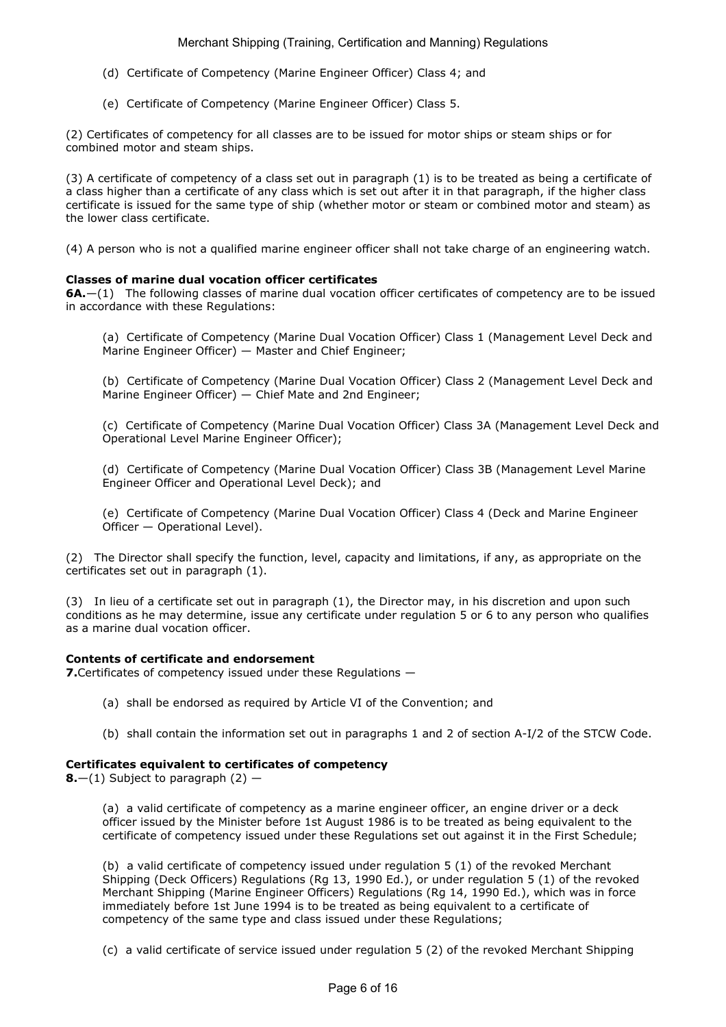(d) Certificate of Competency (Marine Engineer Officer) Class 4; and

(e) Certificate of Competency (Marine Engineer Officer) Class 5.

(2) Certificates of competency for all classes are to be issued for motor ships or steam ships or for combined motor and steam ships.

(3) A certificate of competency of a class set out in paragraph (1) is to be treated as being a certificate of a class higher than a certificate of any class which is set out after it in that paragraph, if the higher class certificate is issued for the same type of ship (whether motor or steam or combined motor and steam) as the lower class certificate.

(4) A person who is not a qualified marine engineer officer shall not take charge of an engineering watch.

**Classes of marine dual vocation officer certificates**

**6A.**—(1) The following classes of marine dual vocation officer certificates of competency are to be issued in accordance with these Regulations:

(a) Certificate of Competency (Marine Dual Vocation Officer) Class 1 (Management Level Deck and Marine Engineer Officer) — Master and Chief Engineer;

(b) Certificate of Competency (Marine Dual Vocation Officer) Class 2 (Management Level Deck and Marine Engineer Officer) — Chief Mate and 2nd Engineer;

(c) Certificate of Competency (Marine Dual Vocation Officer) Class 3A (Management Level Deck and Operational Level Marine Engineer Officer);

(d) Certificate of Competency (Marine Dual Vocation Officer) Class 3B (Management Level Marine Engineer Officer and Operational Level Deck); and

(e) Certificate of Competency (Marine Dual Vocation Officer) Class 4 (Deck and Marine Engineer Officer — Operational Level).

(2) The Director shall specify the function, level, capacity and limitations, if any, as appropriate on the certificates set out in paragraph (1).

(3) In lieu of a certificate set out in paragraph (1), the Director may, in his discretion and upon such conditions as he may determine, issue any certificate under regulation 5 or 6 to any person who qualifies as a marine dual vocation officer.

**Contents of certificate and endorsement**

**7.** Certificates of competency issued under these Regulations —

(a) shall be endorsed as required by Article VI of the Convention; and

(b) shall contain the information set out in paragraphs 1 and 2 of section A-I/2 of the STCW Code.

**Certificates equivalent to certificates of competency**

**8.**—(1) Subject to paragraph (2) —

(a) a valid certificate of competency as a marine engineer officer, an engine driver or a deck officer issued by the Minister before 1st August 1986 is to be treated as being equivalent to the certificate of competency issued under these Regulations set out against it in the First Schedule;

(b) a valid certificate of competency issued under regulation 5 (1) of the revoked Merchant Shipping (Deck Officers) Regulations (Rg 13, 1990 Ed.), or under regulation 5 (1) of the revoked Merchant Shipping (Marine Engineer Officers) Regulations (Rg 14, 1990 Ed.), which was in force immediately before 1st June 1994 is to be treated as being equivalent to a certificate of competency of the same type and class issued under these Regulations;

(c) a valid certificate of service issued under regulation 5 (2) of the revoked Merchant Shipping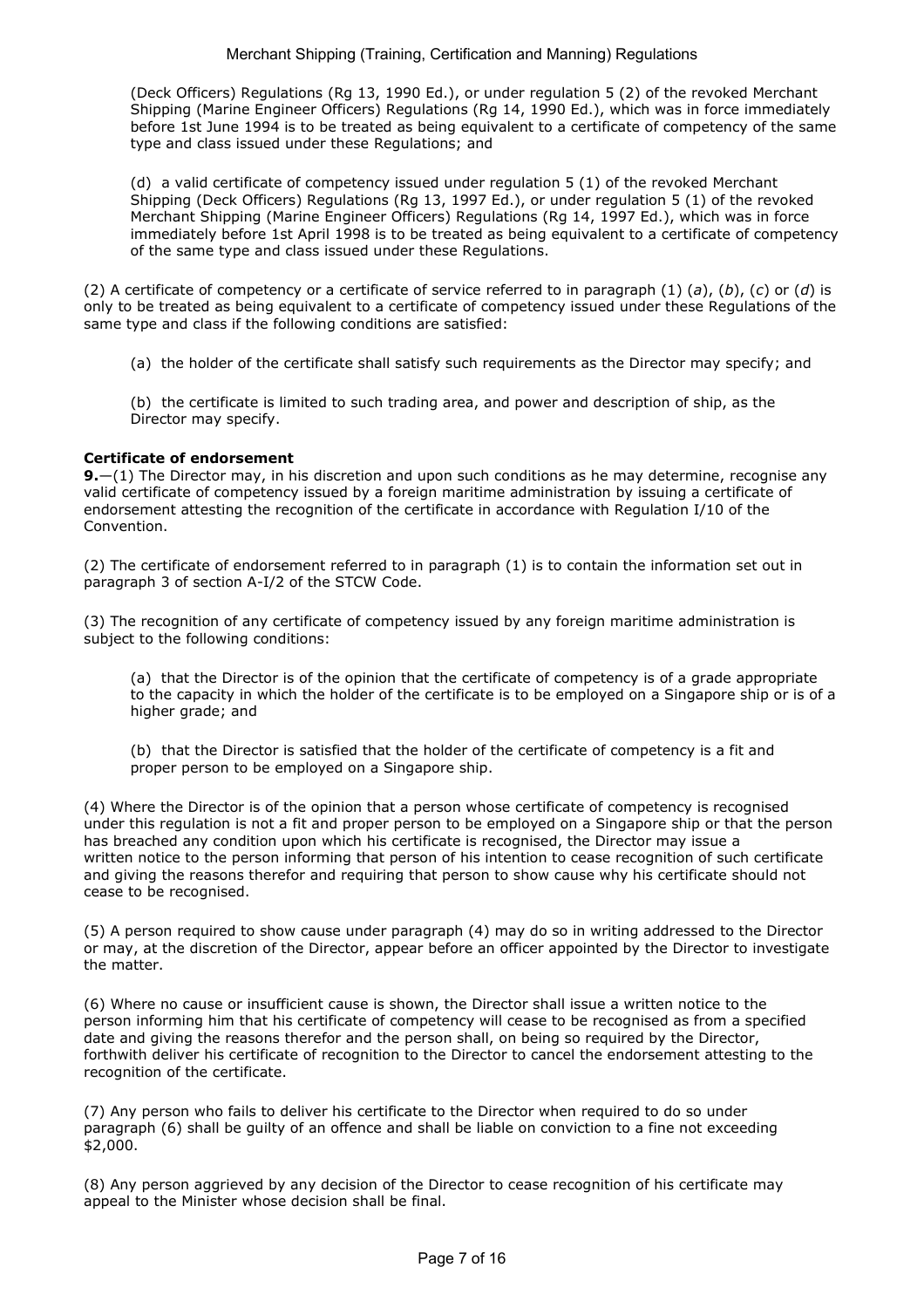(Deck Officers) Regulations (Rg 13, 1990 Ed.), or under regulation 5 (2) of the revoked Merchant Shipping (Marine Engineer Officers) Regulations (Rg 14, 1990 Ed.), which was in force immediately before 1st June 1994 is to be treated as being equivalent to a certificate of competency of the same type and class issued under these Regulations; and

(d) a valid certificate of competency issued under regulation 5 (1) of the revoked Merchant Shipping (Deck Officers) Regulations (Rg 13, 1997 Ed.), or under regulation 5 (1) of the revoked Merchant Shipping (Marine Engineer Officers) Regulations (Rg 14, 1997 Ed.), which was in force immediately before 1st April 1998 is to be treated as being equivalent to a certificate of competency of the same type and class issued under these Regulations.

(2) A certificate of competency or a certificate of service referred to in paragraph (1) (*a*), (*b*), (*c*) or (*d*) is only to be treated as being equivalent to a certificate of competency issued under these Regulations of the same type and class if the following conditions are satisfied:

(a) the holder of the certificate shall satisfy such requirements as the Director may specify; and

(b) the certificate is limited to such trading area, and power and description of ship, as the Director may specify.

**Certificate of endorsement**

**9.**—(1) The Director may, in his discretion and upon such conditions as he may determine, recognise any valid certificate of competency issued by a foreign maritime administration by issuing a certificate of endorsement attesting the recognition of the certificate in accordance with Regulation I/10 of the Convention.

(2) The certificate of endorsement referred to in paragraph (1) is to contain the information set out in paragraph 3 of section A-I/2 of the STCW Code.

(3) The recognition of any certificate of competency issued by any foreign maritime administration is subject to the following conditions:

(a) that the Director is of the opinion that the certificate of competency is of a grade appropriate to the capacity in which the holder of the certificate is to be employed on a Singapore ship or is of a higher grade; and

(b) that the Director is satisfied that the holder of the certificate of competency is a fit and proper person to be employed on a Singapore ship.

(4) Where the Director is of the opinion that a person whose certificate of competency is recognised under this regulation is not a fit and proper person to be employed on a Singapore ship or that the person has breached any condition upon which his certificate is recognised, the Director may issue a written notice to the person informing that person of his intention to cease recognition of such certificate and giving the reasons therefor and requiring that person to show cause why his certificate should not cease to be recognised.

(5) A person required to show cause under paragraph (4) may do so in writing addressed to the Director or may, at the discretion of the Director, appear before an officer appointed by the Director to investigate the matter.

(6) Where no cause or insufficient cause is shown, the Director shall issue a written notice to the person informing him that his certificate of competency will cease to be recognised as from a specified date and giving the reasons therefor and the person shall, on being so required by the Director, forthwith deliver his certificate of recognition to the Director to cancel the endorsement attesting to the recognition of the certificate.

(7) Any person who fails to deliver his certificate to the Director when required to do so under paragraph (6) shall be guilty of an offence and shall be liable on conviction to a fine not exceeding $2,000.

(8) Any person aggrieved by any decision of the Director to cease recognition of his certificate may appeal to the Minister whose decision shall be final.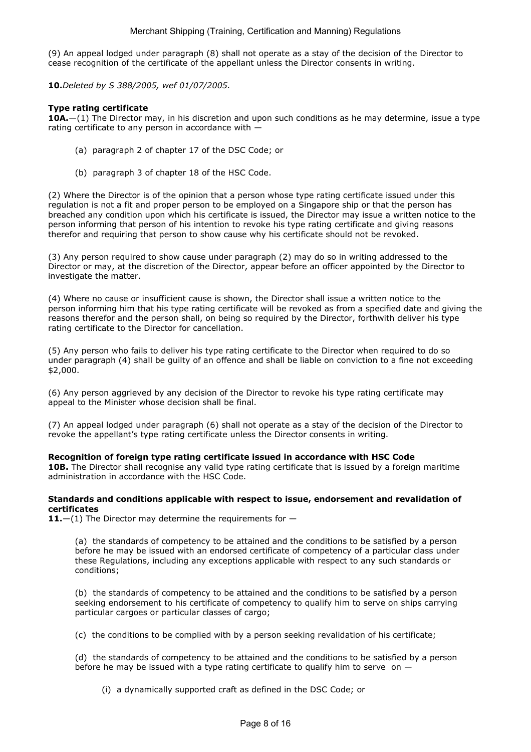(9) An appeal lodged under paragraph (8) shall not operate as a stay of the decision of the Director to cease recognition of the certificate of the appellant unless the Director consents in writing.

**10.** *Deleted by S 388/2005, wef 01/07/2005.*

**Type rating certificate**

**10A.**—(1) The Director may, in his discretion and upon such conditions as he may determine, issue a type rating certificate to any person in accordance with —

(a) paragraph 2 of chapter 17 of the DSC Code; or

(b) paragraph 3 of chapter 18 of the HSC Code.

(2) Where the Director is of the opinion that a person whose type rating certificate issued under this regulation is not a fit and proper person to be employed on a Singapore ship or that the person has breached any condition upon which his certificate is issued, the Director may issue a written notice to the person informing that person of his intention to revoke his type rating certificate and giving reasons therefor and requiring that person to show cause why his certificate should not be revoked.

(3) Any person required to show cause under paragraph (2) may do so in writing addressed to the Director or may, at the discretion of the Director, appear before an officer appointed by the Director to investigate the matter.

(4) Where no cause or insufficient cause is shown, the Director shall issue a written notice to the person informing him that his type rating certificate will be revoked as from a specified date and giving the reasons therefor and the person shall, on being so required by the Director, forthwith deliver his type rating certificate to the Director for cancellation.

(5) Any person who fails to deliver his type rating certificate to the Director when required to do so under paragraph (4) shall be guilty of an offence and shall be liable on conviction to a fine not exceeding $2,000.

(6) Any person aggrieved by any decision of the Director to revoke his type rating certificate may appeal to the Minister whose decision shall be final.

(7) An appeal lodged under paragraph (6) shall not operate as a stay of the decision of the Director to revoke the appellant's type rating certificate unless the Director consents in writing.

**Recognition of foreign type rating certificate issued in accordance with HSC Code**

**10B.** The Director shall recognise any valid type rating certificate that is issued by a foreign maritime administration in accordance with the HSC Code.

**Standards and conditions applicable with respect to issue, endorsement and revalidation of certificates**

**11.**—(1) The Director may determine the requirements for —

(a) the standards of competency to be attained and the conditions to be satisfied by a person before he may be issued with an endorsed certificate of competency of a particular class under these Regulations, including any exceptions applicable with respect to any such standards or conditions;

(b) the standards of competency to be attained and the conditions to be satisfied by a person seeking endorsement to his certificate of competency to qualify him to serve on ships carrying particular cargoes or particular classes of cargo;

(c) the conditions to be complied with by a person seeking revalidation of his certificate;

(d) the standards of competency to be attained and the conditions to be satisfied by a person before he may be issued with a type rating certificate to qualify him to serve on —

(i) a dynamically supported craft as defined in the DSC Code; or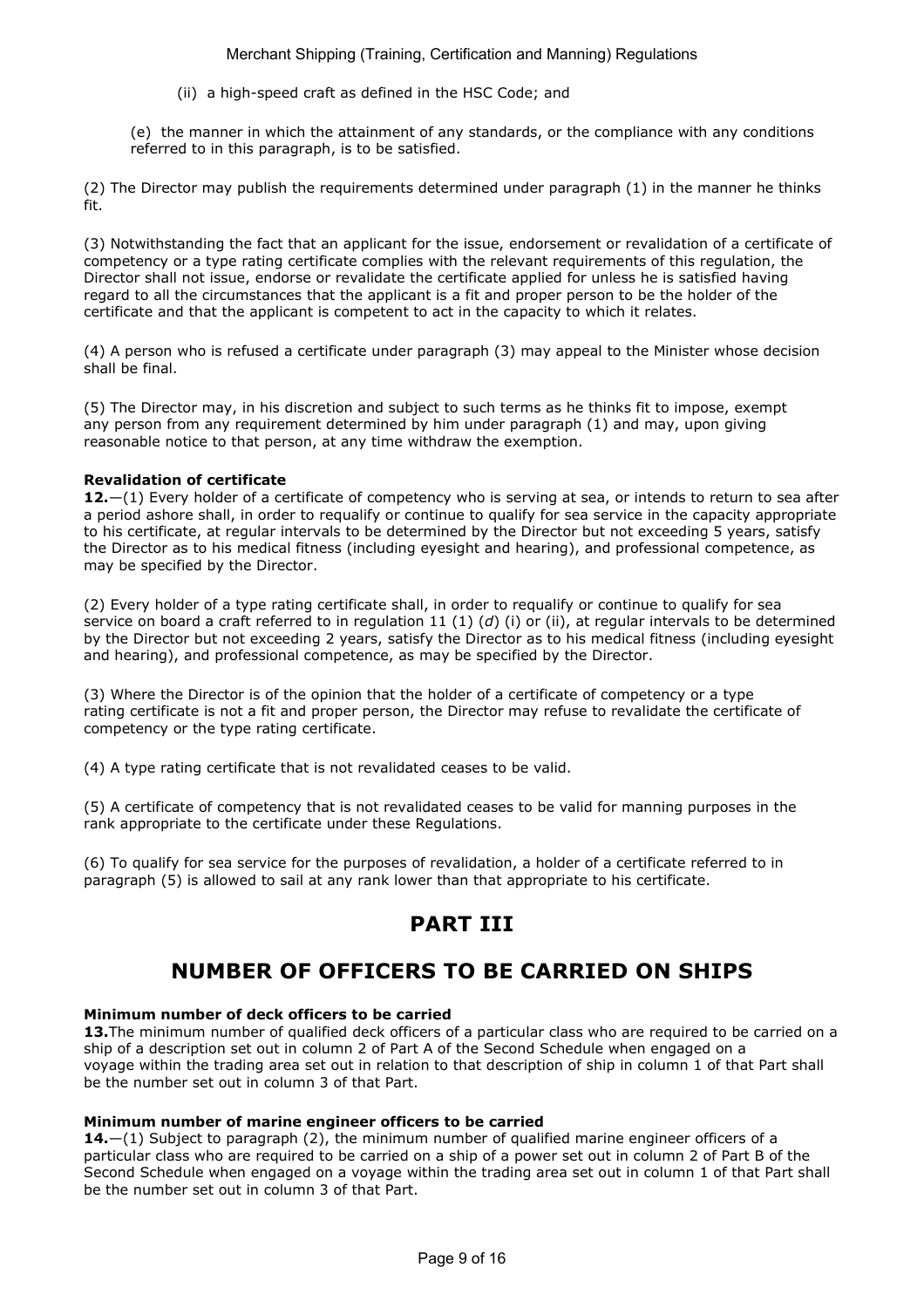(ii) a high-speed craft as defined in the HSC Code; and

(e) the manner in which the attainment of any standards, or the compliance with any conditions referred to in this paragraph, is to be satisfied.

(2) The Director may publish the requirements determined under paragraph (1) in the manner he thinks fit.

(3) Notwithstanding the fact that an applicant for the issue, endorsement or revalidation of a certificate of competency or a type rating certificate complies with the relevant requirements of this regulation, the Director shall not issue, endorse or revalidate the certificate applied for unless he is satisfied having regard to all the circumstances that the applicant is a fit and proper person to be the holder of the certificate and that the applicant is competent to act in the capacity to which it relates.

(4) A person who is refused a certificate under paragraph (3) may appeal to the Minister whose decision shall be final.

(5) The Director may, in his discretion and subject to such terms as he thinks fit to impose, exempt any person from any requirement determined by him under paragraph (1) and may, upon giving reasonable notice to that person, at any time withdraw the exemption.

**Revalidation of certificate**

**12.**—(1) Every holder of a certificate of competency who is serving at sea, or intends to return to sea after a period ashore shall, in order to requalify or continue to qualify for sea service in the capacity appropriate to his certificate, at regular intervals to be determined by the Director but not exceeding 5 years, satisfy the Director as to his medical fitness (including eyesight and hearing), and professional competence, as may be specified by the Director.

(2) Every holder of a type rating certificate shall, in order to requalify or continue to qualify for sea service on board a craft referred to in regulation 11 (1) (*d*) (i) or (ii), at regular intervals to be determined by the Director but not exceeding 2 years, satisfy the Director as to his medical fitness (including eyesight and hearing), and professional competence, as may be specified by the Director.

(3) Where the Director is of the opinion that the holder of a certificate of competency or a type rating certificate is not a fit and proper person, the Director may refuse to revalidate the certificate of competency or the type rating certificate.

(4) A type rating certificate that is not revalidated ceases to be valid.

(5) A certificate of competency that is not revalidated ceases to be valid for manning purposes in the rank appropriate to the certificate under these Regulations.

(6) To qualify for sea service for the purposes of revalidation, a holder of a certificate referred to in paragraph (5) is allowed to sail at any rank lower than that appropriate to his certificate.

# PART III

# NUMBER OF OFFICERS TO BE CARRIED ON SHIPS

**Minimum number of deck officers to be carried**

**13.** The minimum number of qualified deck officers of a particular class who are required to be carried on a ship of a description set out in column 2 of Part A of the Second Schedule when engaged on a voyage within the trading area set out in relation to that description of ship in column 1 of that Part shall be the number set out in column 3 of that Part.

**Minimum number of marine engineer officers to be carried**

**14.**—(1) Subject to paragraph (2), the minimum number of qualified marine engineer officers of a particular class who are required to be carried on a ship of a power set out in column 2 of Part B of the Second Schedule when engaged on a voyage within the trading area set out in column 1 of that Part shall be the number set out in column 3 of that Part.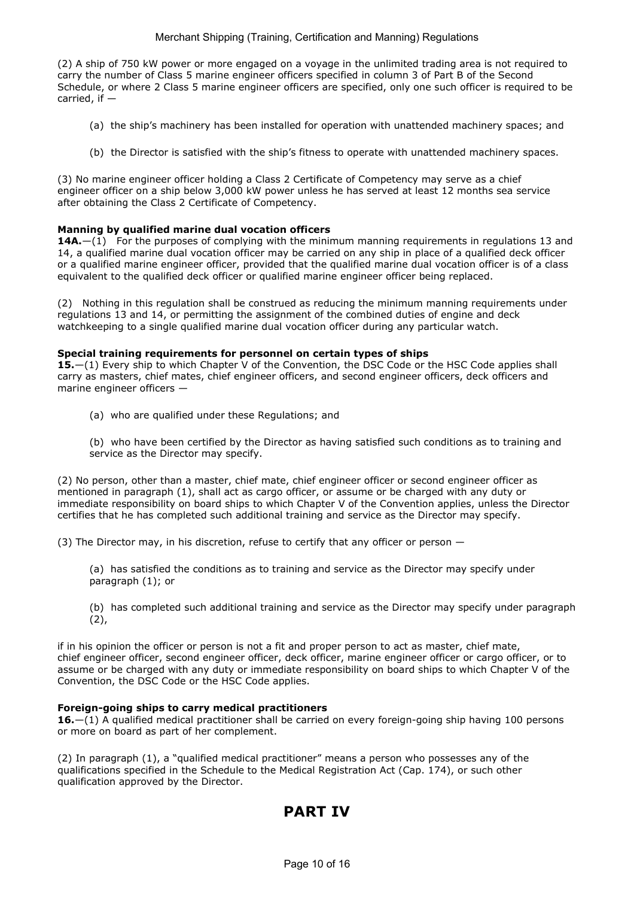(2) A ship of 750 kW power or more engaged on a voyage in the unlimited trading area is not required to carry the number of Class 5 marine engineer officers specified in column 3 of Part B of the Second Schedule, or where 2 Class 5 marine engineer officers are specified, only one such officer is required to be carried, if —

(a) the ship's machinery has been installed for operation with unattended machinery spaces; and

(b) the Director is satisfied with the ship's fitness to operate with unattended machinery spaces.

(3) No marine engineer officer holding a Class 2 Certificate of Competency may serve as a chief engineer officer on a ship below 3,000 kW power unless he has served at least 12 months sea service after obtaining the Class 2 Certificate of Competency.

**Manning by qualified marine dual vocation officers**

**14A.**—(1) For the purposes of complying with the minimum manning requirements in regulations 13 and 14, a qualified marine dual vocation officer may be carried on any ship in place of a qualified deck officer or a qualified marine engineer officer, provided that the qualified marine dual vocation officer is of a class equivalent to the qualified deck officer or qualified marine engineer officer being replaced.

(2) Nothing in this regulation shall be construed as reducing the minimum manning requirements under regulations 13 and 14, or permitting the assignment of the combined duties of engine and deck watchkeeping to a single qualified marine dual vocation officer during any particular watch.

**Special training requirements for personnel on certain types of ships**

**15.**—(1) Every ship to which Chapter V of the Convention, the DSC Code or the HSC Code applies shall carry as masters, chief mates, chief engineer officers, and second engineer officers, deck officers and marine engineer officers —

(a) who are qualified under these Regulations; and

(b) who have been certified by the Director as having satisfied such conditions as to training and service as the Director may specify.

(2) No person, other than a master, chief mate, chief engineer officer or second engineer officer as mentioned in paragraph (1), shall act as cargo officer, or assume or be charged with any duty or immediate responsibility on board ships to which Chapter V of the Convention applies, unless the Director certifies that he has completed such additional training and service as the Director may specify.

(3) The Director may, in his discretion, refuse to certify that any officer or person —

(a) has satisfied the conditions as to training and service as the Director may specify under paragraph (1); or

(b) has completed such additional training and service as the Director may specify under paragraph (2),

if in his opinion the officer or person is not a fit and proper person to act as master, chief mate, chief engineer officer, second engineer officer, deck officer, marine engineer officer or cargo officer, or to assume or be charged with any duty or immediate responsibility on board ships to which Chapter V of the Convention, the DSC Code or the HSC Code applies.

**Foreign-going ships to carry medical practitioners**

**16.**—(1) A qualified medical practitioner shall be carried on every foreign-going ship having 100 persons or more on board as part of her complement.

(2) In paragraph (1), a "qualified medical practitioner" means a person who possesses any of the qualifications specified in the Schedule to the Medical Registration Act (Cap. 174), or such other qualification approved by the Director.

# PART IV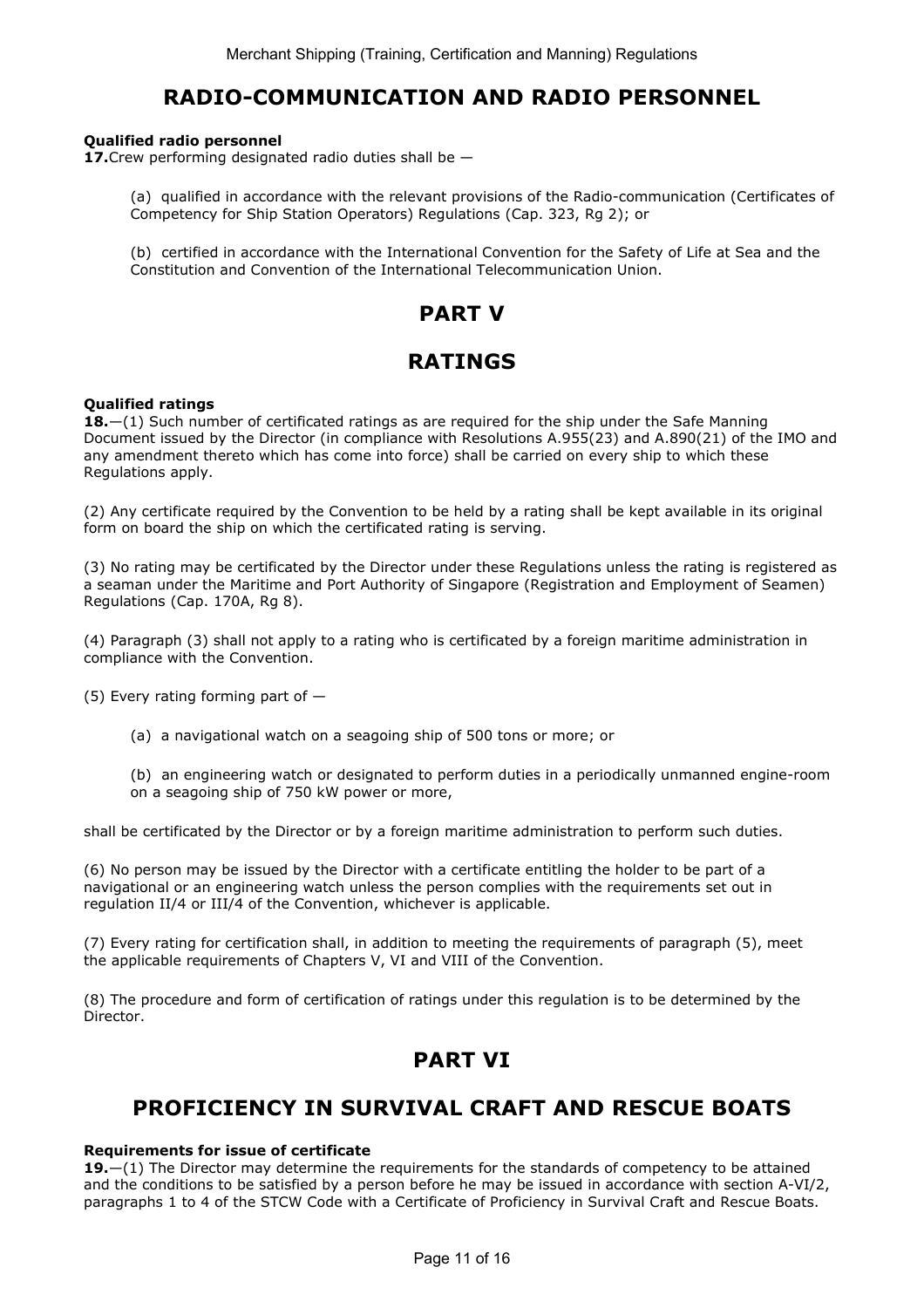## RADIO-COMMUNICATION AND RADIO PERSONNEL

**Qualified radio personnel**

**17.** Crew performing designated radio duties shall be —

(a) qualified in accordance with the relevant provisions of the Radio-communication (Certificates of Competency for Ship Station Operators) Regulations (Cap. 323, Rg 2); or

(b) certified in accordance with the International Convention for the Safety of Life at Sea and the Constitution and Convention of the International Telecommunication Union.

# PART V

## RATINGS

**Qualified ratings**

**18.**—(1) Such number of certificated ratings as are required for the ship under the Safe Manning Document issued by the Director (in compliance with Resolutions A.955(23) and A.890(21) of the IMO and any amendment thereto which has come into force) shall be carried on every ship to which these Regulations apply.

(2) Any certificate required by the Convention to be held by a rating shall be kept available in its original form on board the ship on which the certificated rating is serving.

(3) No rating may be certificated by the Director under these Regulations unless the rating is registered as a seaman under the Maritime and Port Authority of Singapore (Registration and Employment of Seamen) Regulations (Cap. 170A, Rg 8).

(4) Paragraph (3) shall not apply to a rating who is certificated by a foreign maritime administration in compliance with the Convention.

(5) Every rating forming part of —

(a) a navigational watch on a seagoing ship of 500 tons or more; or

(b) an engineering watch or designated to perform duties in a periodically unmanned engine-room on a seagoing ship of 750 kW power or more,

shall be certificated by the Director or by a foreign maritime administration to perform such duties.

(6) No person may be issued by the Director with a certificate entitling the holder to be part of a navigational or an engineering watch unless the person complies with the requirements set out in regulation II/4 or III/4 of the Convention, whichever is applicable.

(7) Every rating for certification shall, in addition to meeting the requirements of paragraph (5), meet the applicable requirements of Chapters V, VI and VIII of the Convention.

(8) The procedure and form of certification of ratings under this regulation is to be determined by the Director.

# PART VI

## PROFICIENCY IN SURVIVAL CRAFT AND RESCUE BOATS

**Requirements for issue of certificate**

**19.**—(1) The Director may determine the requirements for the standards of competency to be attained and the conditions to be satisfied by a person before he may be issued in accordance with section A-VI/2, paragraphs 1 to 4 of the STCW Code with a Certificate of Proficiency in Survival Craft and Rescue Boats.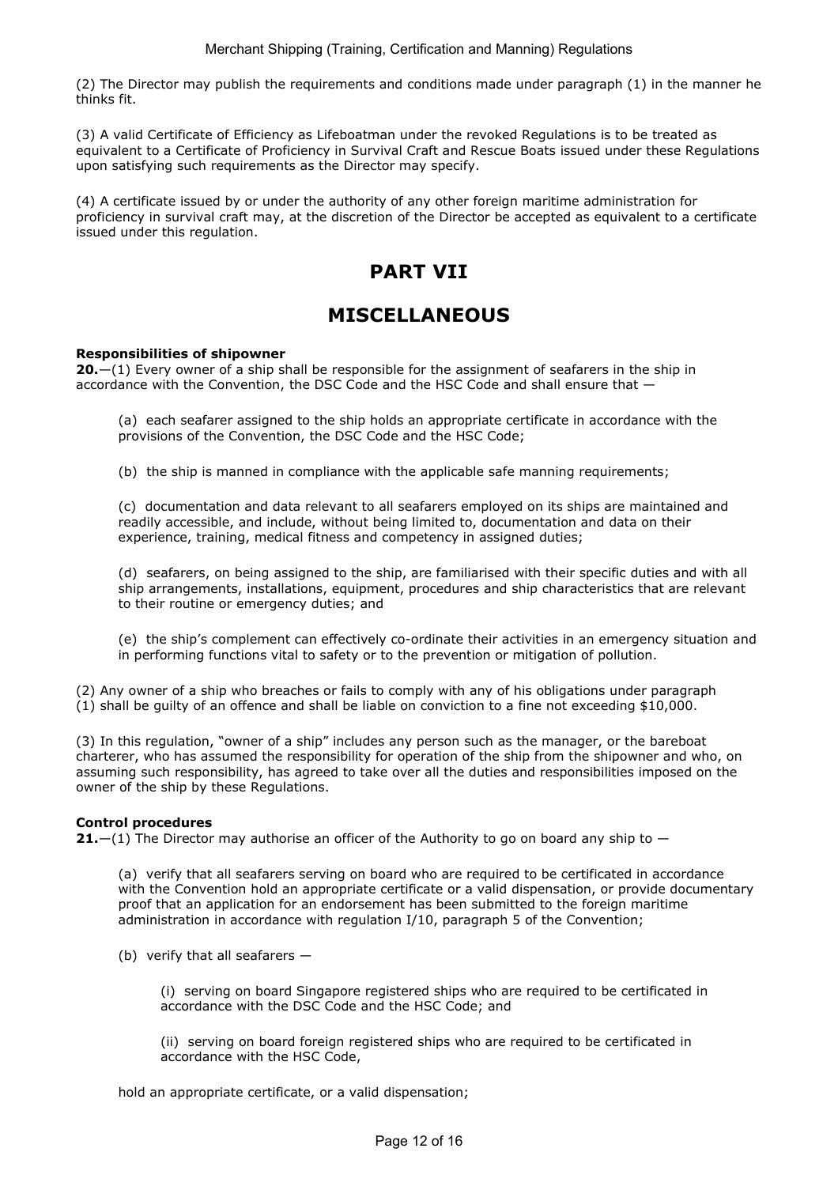(2) The Director may publish the requirements and conditions made under paragraph (1) in the manner he thinks fit.

(3) A valid Certificate of Efficiency as Lifeboatman under the revoked Regulations is to be treated as equivalent to a Certificate of Proficiency in Survival Craft and Rescue Boats issued under these Regulations upon satisfying such requirements as the Director may specify.

(4) A certificate issued by or under the authority of any other foreign maritime administration for proficiency in survival craft may, at the discretion of the Director be accepted as equivalent to a certificate issued under this regulation.

# PART VII

# MISCELLANEOUS

**Responsibilities of shipowner**

**20.**—(1) Every owner of a ship shall be responsible for the assignment of seafarers in the ship in accordance with the Convention, the DSC Code and the HSC Code and shall ensure that —

(a) each seafarer assigned to the ship holds an appropriate certificate in accordance with the provisions of the Convention, the DSC Code and the HSC Code;

(b) the ship is manned in compliance with the applicable safe manning requirements;

(c) documentation and data relevant to all seafarers employed on its ships are maintained and readily accessible, and include, without being limited to, documentation and data on their experience, training, medical fitness and competency in assigned duties;

(d) seafarers, on being assigned to the ship, are familiarised with their specific duties and with all ship arrangements, installations, equipment, procedures and ship characteristics that are relevant to their routine or emergency duties; and

(e) the ship's complement can effectively co-ordinate their activities in an emergency situation and in performing functions vital to safety or to the prevention or mitigation of pollution.

(2) Any owner of a ship who breaches or fails to comply with any of his obligations under paragraph (1) shall be guilty of an offence and shall be liable on conviction to a fine not exceeding $10,000.

(3) In this regulation, "owner of a ship" includes any person such as the manager, or the bareboat charterer, who has assumed the responsibility for operation of the ship from the shipowner and who, on assuming such responsibility, has agreed to take over all the duties and responsibilities imposed on the owner of the ship by these Regulations.

**Control procedures**

**21.**—(1) The Director may authorise an officer of the Authority to go on board any ship to —

(a) verify that all seafarers serving on board who are required to be certificated in accordance with the Convention hold an appropriate certificate or a valid dispensation, or provide documentary proof that an application for an endorsement has been submitted to the foreign maritime administration in accordance with regulation I/10, paragraph 5 of the Convention;

(b) verify that all seafarers —

(i) serving on board Singapore registered ships who are required to be certificated in accordance with the DSC Code and the HSC Code; and

(ii) serving on board foreign registered ships who are required to be certificated in accordance with the HSC Code,

hold an appropriate certificate, or a valid dispensation;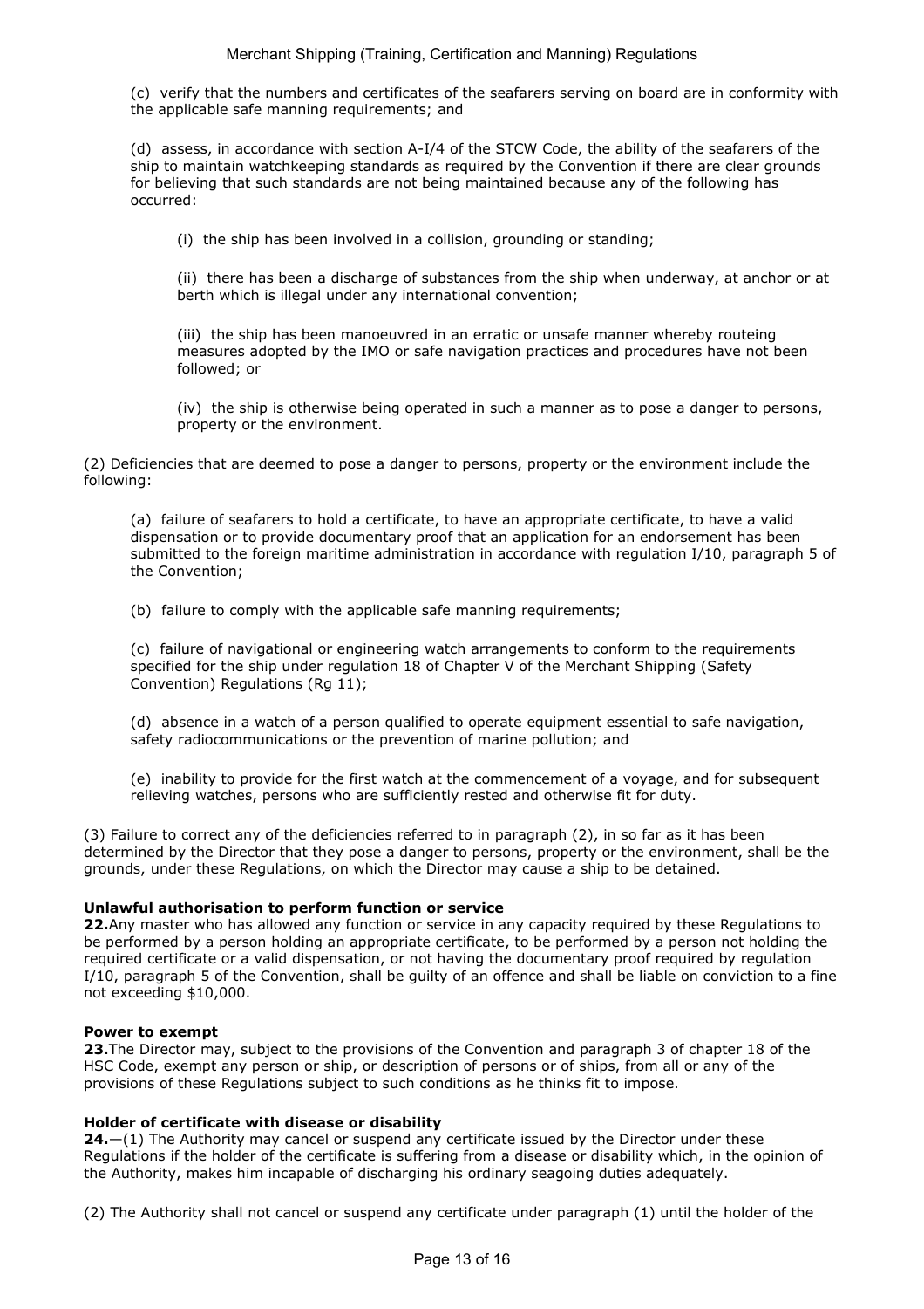(c) verify that the numbers and certificates of the seafarers serving on board are in conformity with the applicable safe manning requirements; and

(d) assess, in accordance with section A-I/4 of the STCW Code, the ability of the seafarers of the ship to maintain watchkeeping standards as required by the Convention if there are clear grounds for believing that such standards are not being maintained because any of the following has occurred:

(i) the ship has been involved in a collision, grounding or standing;

(ii) there has been a discharge of substances from the ship when underway, at anchor or at berth which is illegal under any international convention;

(iii) the ship has been manoeuvred in an erratic or unsafe manner whereby routeing measures adopted by the IMO or safe navigation practices and procedures have not been followed; or

(iv) the ship is otherwise being operated in such a manner as to pose a danger to persons, property or the environment.

(2) Deficiencies that are deemed to pose a danger to persons, property or the environment include the following:

(a) failure of seafarers to hold a certificate, to have an appropriate certificate, to have a valid dispensation or to provide documentary proof that an application for an endorsement has been submitted to the foreign maritime administration in accordance with regulation I/10, paragraph 5 of the Convention;

(b) failure to comply with the applicable safe manning requirements;

(c) failure of navigational or engineering watch arrangements to conform to the requirements specified for the ship under regulation 18 of Chapter V of the Merchant Shipping (Safety Convention) Regulations (Rg 11);

(d) absence in a watch of a person qualified to operate equipment essential to safe navigation, safety radiocommunications or the prevention of marine pollution; and

(e) inability to provide for the first watch at the commencement of a voyage, and for subsequent relieving watches, persons who are sufficiently rested and otherwise fit for duty.

(3) Failure to correct any of the deficiencies referred to in paragraph (2), in so far as it has been determined by the Director that they pose a danger to persons, property or the environment, shall be the grounds, under these Regulations, on which the Director may cause a ship to be detained.

**Unlawful authorisation to perform function or service**

**22.** Any master who has allowed any function or service in any capacity required by these Regulations to be performed by a person holding an appropriate certificate, to be performed by a person not holding the required certificate or a valid dispensation, or not having the documentary proof required by regulation I/10, paragraph 5 of the Convention, shall be guilty of an offence and shall be liable on conviction to a fine not exceeding $10,000.

**Power to exempt**

**23.** The Director may, subject to the provisions of the Convention and paragraph 3 of chapter 18 of the HSC Code, exempt any person or ship, or description of persons or of ships, from all or any of the provisions of these Regulations subject to such conditions as he thinks fit to impose.

**Holder of certificate with disease or disability**

**24.**—(1) The Authority may cancel or suspend any certificate issued by the Director under these Regulations if the holder of the certificate is suffering from a disease or disability which, in the opinion of the Authority, makes him incapable of discharging his ordinary seagoing duties adequately.

(2) The Authority shall not cancel or suspend any certificate under paragraph (1) until the holder of the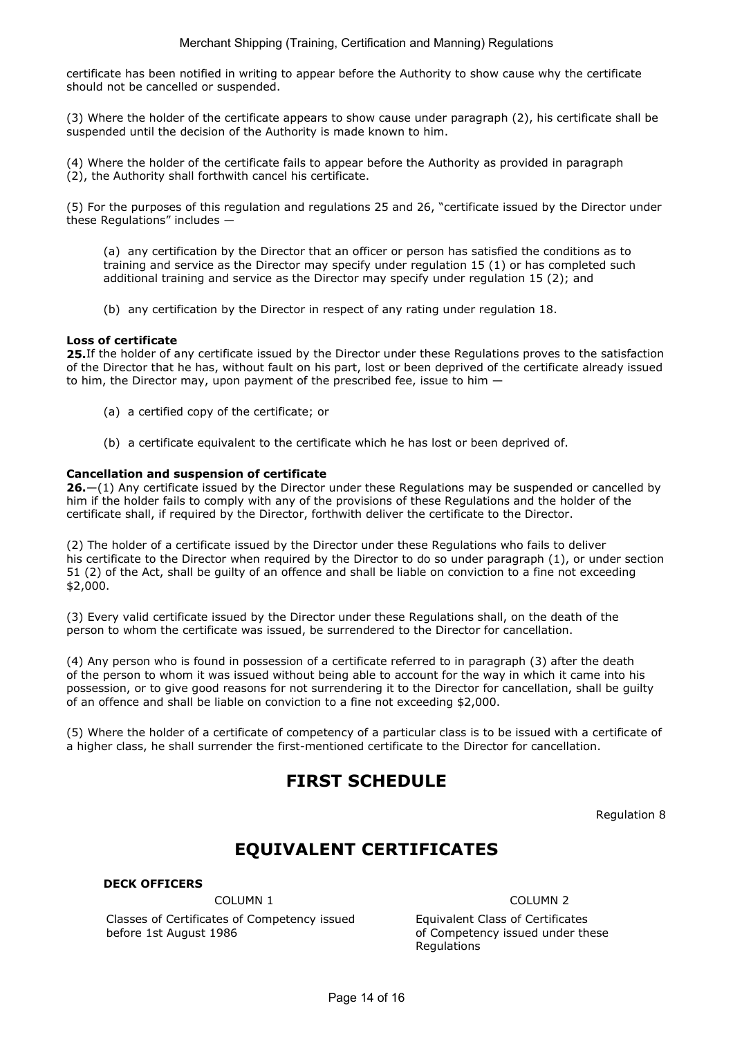certificate has been notified in writing to appear before the Authority to show cause why the certificate should not be cancelled or suspended.

(3) Where the holder of the certificate appears to show cause under paragraph (2), his certificate shall be suspended until the decision of the Authority is made known to him.

(4) Where the holder of the certificate fails to appear before the Authority as provided in paragraph (2), the Authority shall forthwith cancel his certificate.

(5) For the purposes of this regulation and regulations 25 and 26, "certificate issued by the Director under these Regulations" includes —

(a) any certification by the Director that an officer or person has satisfied the conditions as to training and service as the Director may specify under regulation 15 (1) or has completed such additional training and service as the Director may specify under regulation 15 (2); and

(b) any certification by the Director in respect of any rating under regulation 18.

**Loss of certificate**

**25.** If the holder of any certificate issued by the Director under these Regulations proves to the satisfaction of the Director that he has, without fault on his part, lost or been deprived of the certificate already issued to him, the Director may, upon payment of the prescribed fee, issue to him —

(a) a certified copy of the certificate; or

(b) a certificate equivalent to the certificate which he has lost or been deprived of.

**Cancellation and suspension of certificate**

**26.**—(1) Any certificate issued by the Director under these Regulations may be suspended or cancelled by him if the holder fails to comply with any of the provisions of these Regulations and the holder of the certificate shall, if required by the Director, forthwith deliver the certificate to the Director.

(2) The holder of a certificate issued by the Director under these Regulations who fails to deliver his certificate to the Director when required by the Director to do so under paragraph (1), or under section 51 (2) of the Act, shall be guilty of an offence and shall be liable on conviction to a fine not exceeding $2,000.

(3) Every valid certificate issued by the Director under these Regulations shall, on the death of the person to whom the certificate was issued, be surrendered to the Director for cancellation.

(4) Any person who is found in possession of a certificate referred to in paragraph (3) after the death of the person to whom it was issued without being able to account for the way in which it came into his possession, or to give good reasons for not surrendering it to the Director for cancellation, shall be guilty of an offence and shall be liable on conviction to a fine not exceeding $2,000.

(5) Where the holder of a certificate of competency of a particular class is to be issued with a certificate of a higher class, he shall surrender the first-mentioned certificate to the Director for cancellation.

# FIRST SCHEDULE

Regulation 8

# EQUIVALENT CERTIFICATES

**DECK OFFICERS**

| COLUMN 1 | COLUMN 2 |
|---|---|
| Classes of Certificates of Competency issued before 1st August 1986 | Equivalent Class of Certificates of Competency issued under these Regulations |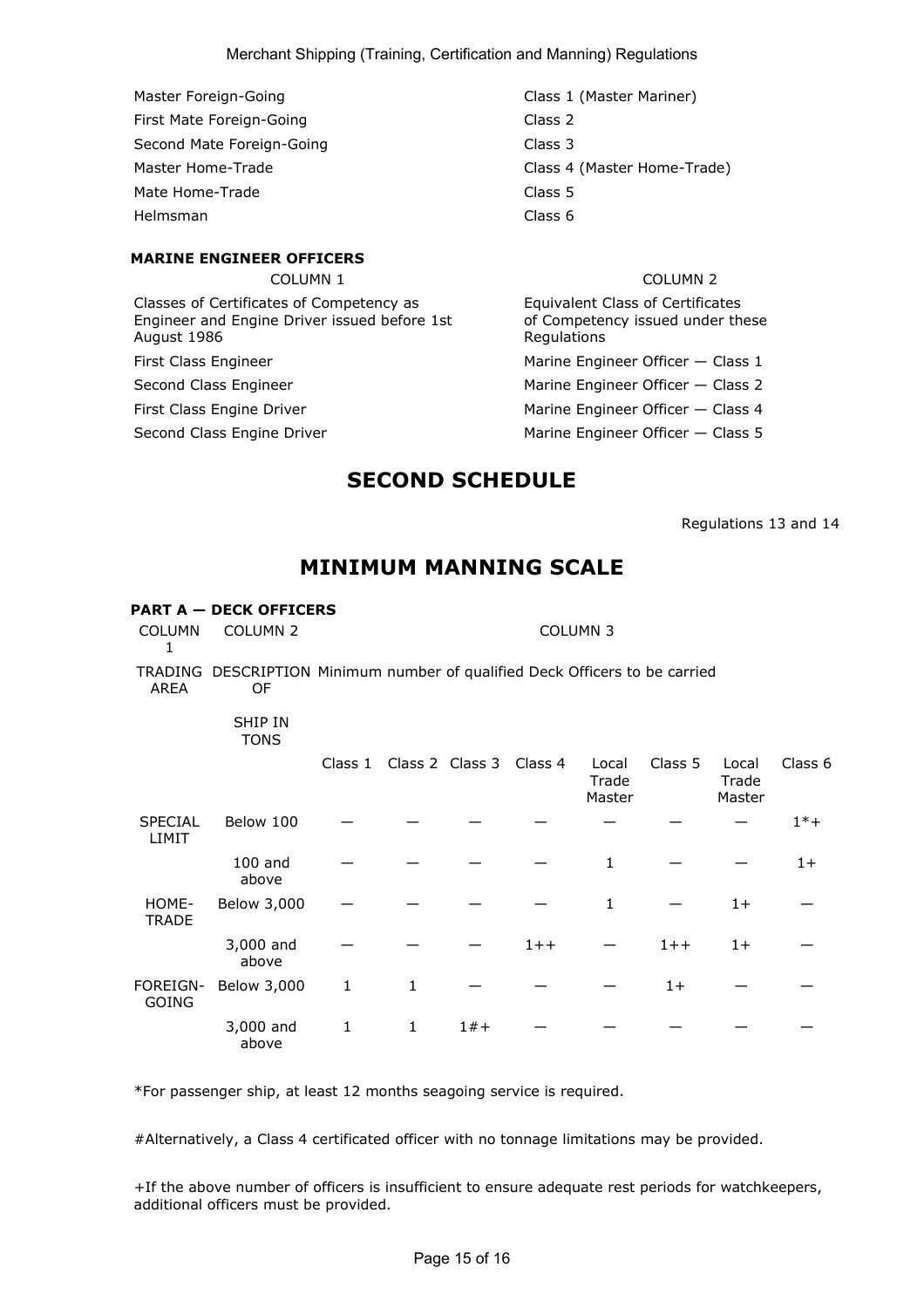| | |
|---|---|
| Master Foreign-Going | Class 1 (Master Mariner) |
| First Mate Foreign-Going | Class 2 |
| Second Mate Foreign-Going | Class 3 |
| Master Home-Trade | Class 4 (Master Home-Trade) |
| Mate Home-Trade | Class 5 |
| Helmsman | Class 6 |

**MARINE ENGINEER OFFICERS**

| COLUMN 1 | COLUMN 2 |
|---|---|
| Classes of Certificates of Competency as Engineer and Engine Driver issued before 1st August 1986 | Equivalent Class of Certificates of Competency issued under these Regulations |
| First Class Engineer | Marine Engineer Officer — Class 1 |
| Second Class Engineer | Marine Engineer Officer — Class 2 |
| First Class Engine Driver | Marine Engineer Officer — Class 4 |
| Second Class Engine Driver | Marine Engineer Officer — Class 5 |

# SECOND SCHEDULE

Regulations 13 and 14

# MINIMUM MANNING SCALE

**PART A — DECK OFFICERS**

| COLUMN 1 | COLUMN 2 | COLUMN 3 | | | | | | | |
|---|---|---|---|---|---|---|---|---|---|
| TRADING AREA | DESCRIPTION OF SHIP IN TONS | Minimum number of qualified Deck Officers to be carried | | | | | | | |
| | | Class 1 | Class 2 | Class 3 | Class 4 | Local Trade Master | Class 5 | Local Trade Master | Class 6 |
| SPECIAL LIMIT | Below 100 | — | — | — | — | — | — | — | 1*+ |
| | 100 and above | — | — | — | — | 1 | — | — | 1+ |
| HOME-TRADE | Below 3,000 | — | — | — | — | 1 | — | 1+ | — |
| | 3,000 and above | — | — | — | 1++ | — | 1++ | 1+ | — |
| FOREIGN-GOING | Below 3,000 | 1 | 1 | — | — | — | 1+ | — | — |
| | 3,000 and above | 1 | 1 | 1#+ | — | — | — | — | — |

*For passenger ship, at least 12 months seagoing service is required.

#Alternatively, a Class 4 certificated officer with no tonnage limitations may be provided.

+If the above number of officers is insufficient to ensure adequate rest periods for watchkeepers, additional officers must be provided.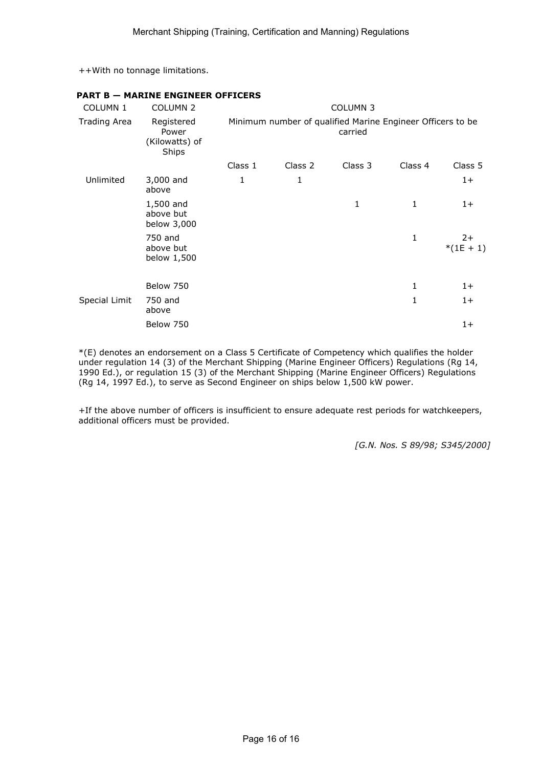++With no tonnage limitations.

**PART B — MARINE ENGINEER OFFICERS**

| COLUMN 1 | COLUMN 2 | COLUMN 3 | | | | |
|---|---|---|---|---|---|---|
| Trading Area | Registered Power (Kilowatts) of Ships | Minimum number of qualified Marine Engineer Officers to be carried | | | | |
| | | Class 1 | Class 2 | Class 3 | Class 4 | Class 5 |
| Unlimited | 3,000 and above | 1 | 1 | | | 1+ |
| | 1,500 and above but below 3,000 | | | 1 | 1 | 1+ |
| | 750 and above but below 1,500 | | | | 1 | 2+ *(1E + 1) |
| | Below 750 | | | | 1 | 1+ |
| Special Limit | 750 and above | | | | 1 | 1+ |
| | Below 750 | | | | | 1+ |

*(E) denotes an endorsement on a Class 5 Certificate of Competency which qualifies the holder under regulation 14 (3) of the Merchant Shipping (Marine Engineer Officers) Regulations (Rg 14, 1990 Ed.), or regulation 15 (3) of the Merchant Shipping (Marine Engineer Officers) Regulations (Rg 14, 1997 Ed.), to serve as Second Engineer on ships below 1,500 kW power.

+If the above number of officers is insufficient to ensure adequate rest periods for watchkeepers, additional officers must be provided.

*[G.N. Nos. S 89/98; S345/2000]*